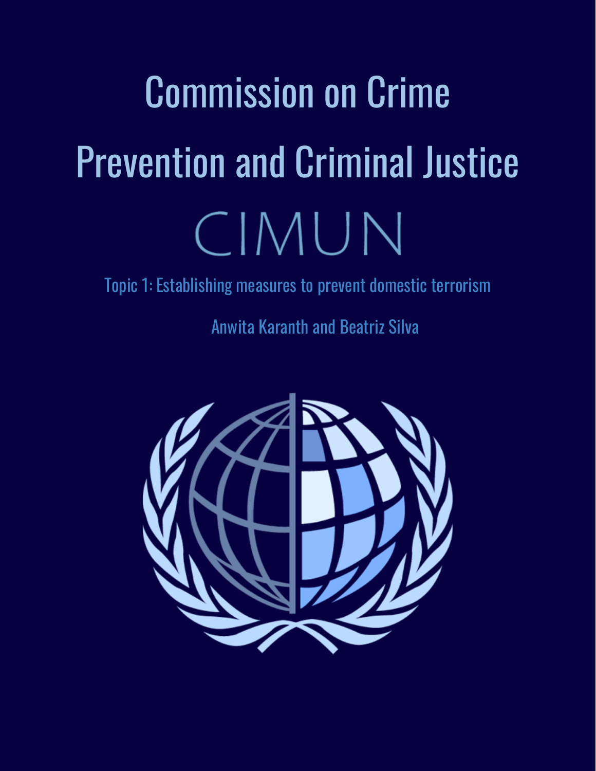# Commission on Crime Prevention and Criminal Justice

CIMUN

Topic 1: Establishing measures to prevent domestic terrorism

Anwita Karanth and Beatriz Silva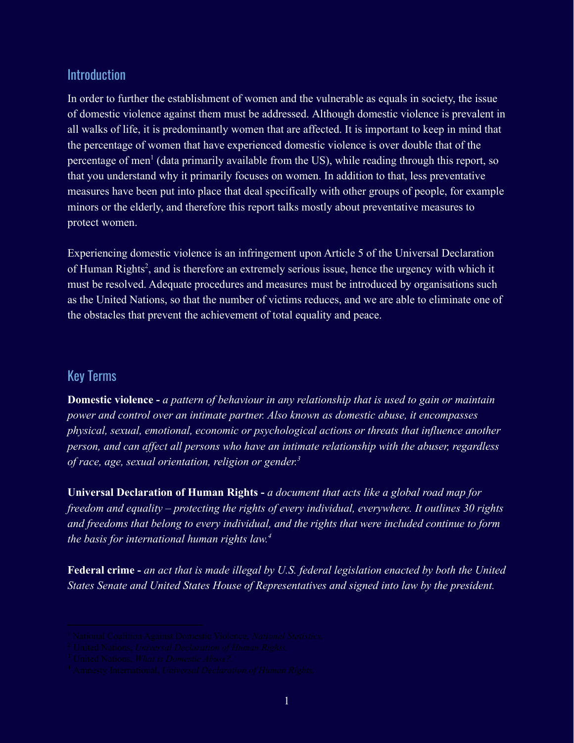## Introduction

In order to further the establishment of women and the vulnerable as equals in society, the issue of domestic violence against them must be addressed. Although domestic violence is prevalent in all walks of life, it is predominantly women that are affected. It is important to keep in mind that the percentage of women that have experienced domestic violence is over double that of the percentage of men[1] (data primarily available from the US), while reading through this report, so that you understand why it primarily focuses on women. In addition to that, less preventative measures have been put into place that deal specifically with other groups of people, for example minors or the elderly, and therefore this report talks mostly about preventative measures to protect women.

Experiencing domestic violence is an infringement upon Article 5 of the Universal Declaration of Human Rights[2], and is therefore an extremely serious issue, hence the urgency with which it must be resolved. Adequate procedures and measures must be introduced by organisations such as the United Nations, so that the number of victims reduces, and we are able to eliminate one of the obstacles that prevent the achievement of total equality and peace.

## Key Terms

**Domestic violence -** *a pattern of behaviour in any relationship that is used to gain or maintain power and control over an intimate partner. Also known as domestic abuse, it encompasses physical, sexual, emotional, economic or psychological actions or threats that influence another person, and can affect all persons who have an intimate relationship with the abuser, regardless of race, age, sexual orientation, religion or gender.*[3]

**Universal Declaration of Human Rights -** *a document that acts like a global road map for freedom and equality – protecting the rights of every individual, everywhere. It outlines 30 rights and freedoms that belong to every individual, and the rights that were included continue to form the basis for international human rights law.*[4]

**Federal crime -** *an act that is made illegal by U.S. federal legislation enacted by both the United States Senate and United States House of Representatives and signed into law by the president.*

---

[1] National Coalition Against Domestic Violence, *National Statistics.*
[2] United Nations, *Universal Declaration of Human Rights.*
[3] United Nations, *What is Domestic Abuse?*
[4] Amnesty International, *Universal Declaration of Human Rights.*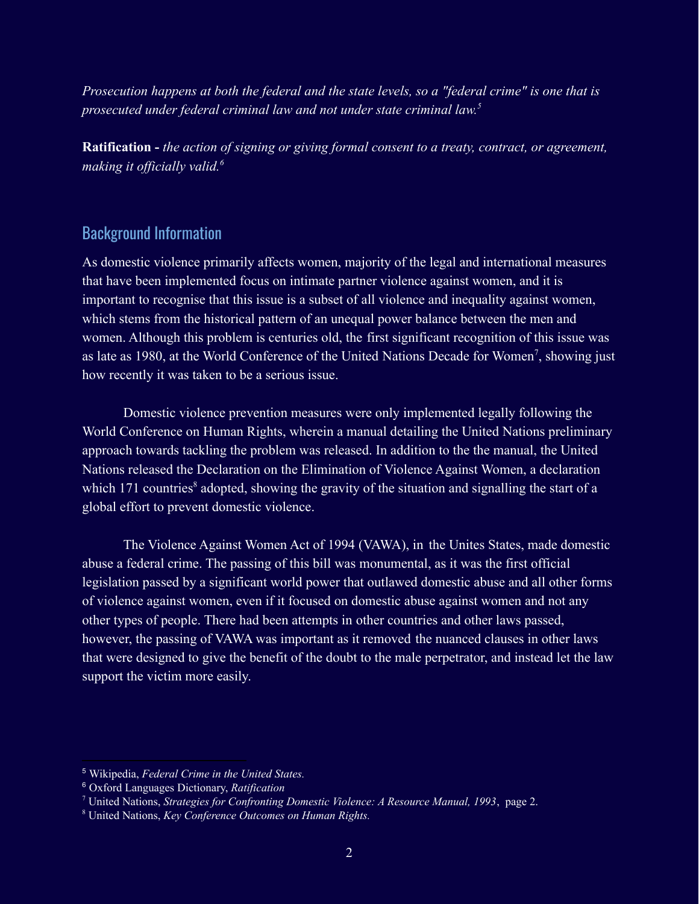*Prosecution happens at both the federal and the state levels, so a "federal crime" is one that is prosecuted under federal criminal law and not under state criminal law.*[5]

**Ratification -** *the action of signing or giving formal consent to a treaty, contract, or agreement, making it officially valid.*[6]

## Background Information

As domestic violence primarily affects women, majority of the legal and international measures that have been implemented focus on intimate partner violence against women, and it is important to recognise that this issue is a subset of all violence and inequality against women, which stems from the historical pattern of an unequal power balance between the men and women. Although this problem is centuries old, the first significant recognition of this issue was as late as 1980, at the World Conference of the United Nations Decade for Women[7], showing just how recently it was taken to be a serious issue.

Domestic violence prevention measures were only implemented legally following the World Conference on Human Rights, wherein a manual detailing the United Nations preliminary approach towards tackling the problem was released. In addition to the the manual, the United Nations released the Declaration on the Elimination of Violence Against Women, a declaration which 171 countries[8] adopted, showing the gravity of the situation and signalling the start of a global effort to prevent domestic violence.

The Violence Against Women Act of 1994 (VAWA), in the Unites States, made domestic abuse a federal crime. The passing of this bill was monumental, as it was the first official legislation passed by a significant world power that outlawed domestic abuse and all other forms of violence against women, even if it focused on domestic abuse against women and not any other types of people. There had been attempts in other countries and other laws passed, however, the passing of VAWA was important as it removed the nuanced clauses in other laws that were designed to give the benefit of the doubt to the male perpetrator, and instead let the law support the victim more easily.

---

[5] Wikipedia, *Federal Crime in the United States.*

[6] Oxford Languages Dictionary, *Ratification*

[7] United Nations, *Strategies for Confronting Domestic Violence: A Resource Manual, 1993*, page 2.

[8] United Nations, *Key Conference Outcomes on Human Rights.*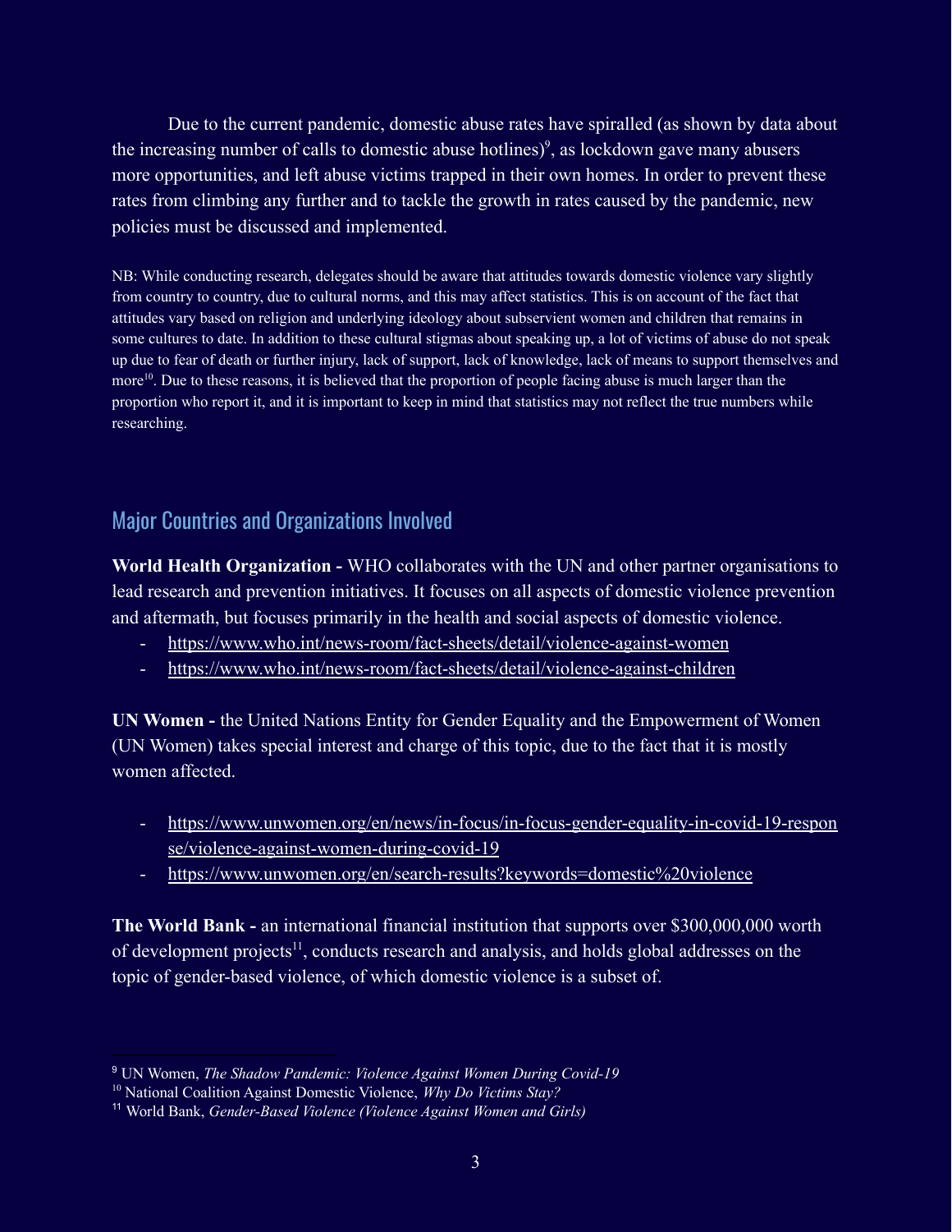Due to the current pandemic, domestic abuse rates have spiralled (as shown by data about the increasing number of calls to domestic abuse hotlines)[9], as lockdown gave many abusers more opportunities, and left abuse victims trapped in their own homes. In order to prevent these rates from climbing any further and to tackle the growth in rates caused by the pandemic, new policies must be discussed and implemented.

NB: While conducting research, delegates should be aware that attitudes towards domestic violence vary slightly from country to country, due to cultural norms, and this may affect statistics. This is on account of the fact that attitudes vary based on religion and underlying ideology about subservient women and children that remains in some cultures to date. In addition to these cultural stigmas about speaking up, a lot of victims of abuse do not speak up due to fear of death or further injury, lack of support, lack of knowledge, lack of means to support themselves and more[10]. Due to these reasons, it is believed that the proportion of people facing abuse is much larger than the proportion who report it, and it is important to keep in mind that statistics may not reflect the true numbers while researching.

## Major Countries and Organizations Involved

**World Health Organization -** WHO collaborates with the UN and other partner organisations to lead research and prevention initiatives. It focuses on all aspects of domestic violence prevention and aftermath, but focuses primarily in the health and social aspects of domestic violence.

- https://www.who.int/news-room/fact-sheets/detail/violence-against-women
- https://www.who.int/news-room/fact-sheets/detail/violence-against-children

**UN Women -** the United Nations Entity for Gender Equality and the Empowerment of Women (UN Women) takes special interest and charge of this topic, due to the fact that it is mostly women affected.

- https://www.unwomen.org/en/news/in-focus/in-focus-gender-equality-in-covid-19-response/violence-against-women-during-covid-19
- https://www.unwomen.org/en/search-results?keywords=domestic%20violence

**The World Bank -** an international financial institution that supports over $300,000,000 worth of development projects[11], conducts research and analysis, and holds global addresses on the topic of gender-based violence, of which domestic violence is a subset of.

---

[9] UN Women, *The Shadow Pandemic: Violence Against Women During Covid-19*

[10] National Coalition Against Domestic Violence, *Why Do Victims Stay?*

[11] World Bank, *Gender-Based Violence (Violence Against Women and Girls)*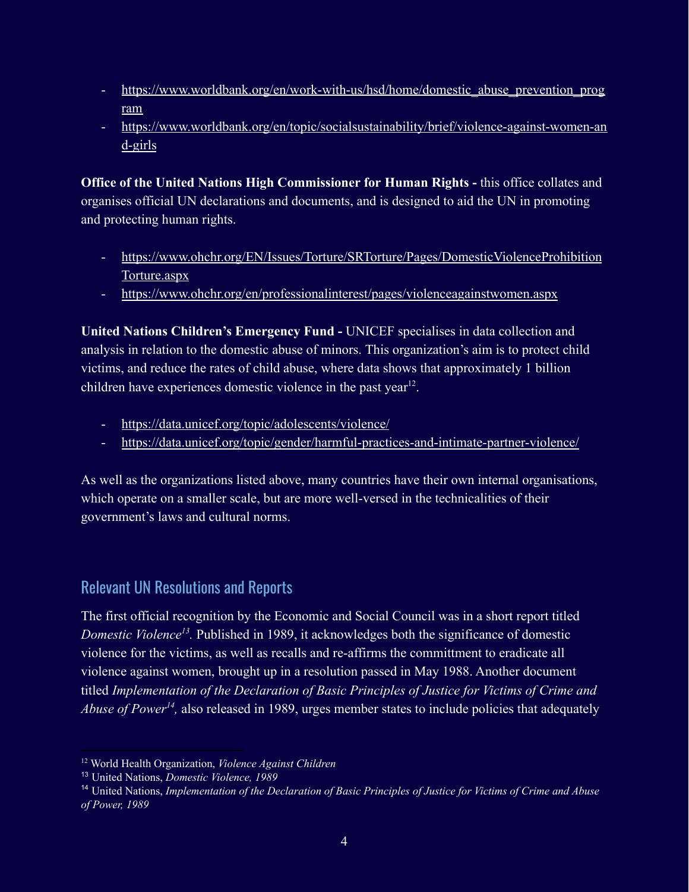- https://www.worldbank.org/en/work-with-us/hsd/home/domestic_abuse_prevention_program
- https://www.worldbank.org/en/topic/socialsustainability/brief/violence-against-women-and-girls

**Office of the United Nations High Commissioner for Human Rights -** this office collates and organises official UN declarations and documents, and is designed to aid the UN in promoting and protecting human rights.

- https://www.ohchr.org/EN/Issues/Torture/SRTorture/Pages/DomesticViolenceProhibitionTorture.aspx
- https://www.ohchr.org/en/professionalinterest/pages/violenceagainstwomen.aspx

**United Nations Children's Emergency Fund -** UNICEF specialises in data collection and analysis in relation to the domestic abuse of minors. This organization's aim is to protect child victims, and reduce the rates of child abuse, where data shows that approximately 1 billion children have experiences domestic violence in the past year[12].

- https://data.unicef.org/topic/adolescents/violence/
- https://data.unicef.org/topic/gender/harmful-practices-and-intimate-partner-violence/

As well as the organizations listed above, many countries have their own internal organisations, which operate on a smaller scale, but are more well-versed in the technicalities of their government's laws and cultural norms.

## Relevant UN Resolutions and Reports

The first official recognition by the Economic and Social Council was in a short report titled *Domestic Violence*[13]. Published in 1989, it acknowledges both the significance of domestic violence for the victims, as well as recalls and re-affirms the committment to eradicate all violence against women, brought up in a resolution passed in May 1988. Another document titled *Implementation of the Declaration of Basic Principles of Justice for Victims of Crime and Abuse of Power*[14], also released in 1989, urges member states to include policies that adequately

[12] World Health Organization, *Violence Against Children*

[13] United Nations, *Domestic Violence, 1989*

[14] United Nations, *Implementation of the Declaration of Basic Principles of Justice for Victims of Crime and Abuse of Power, 1989*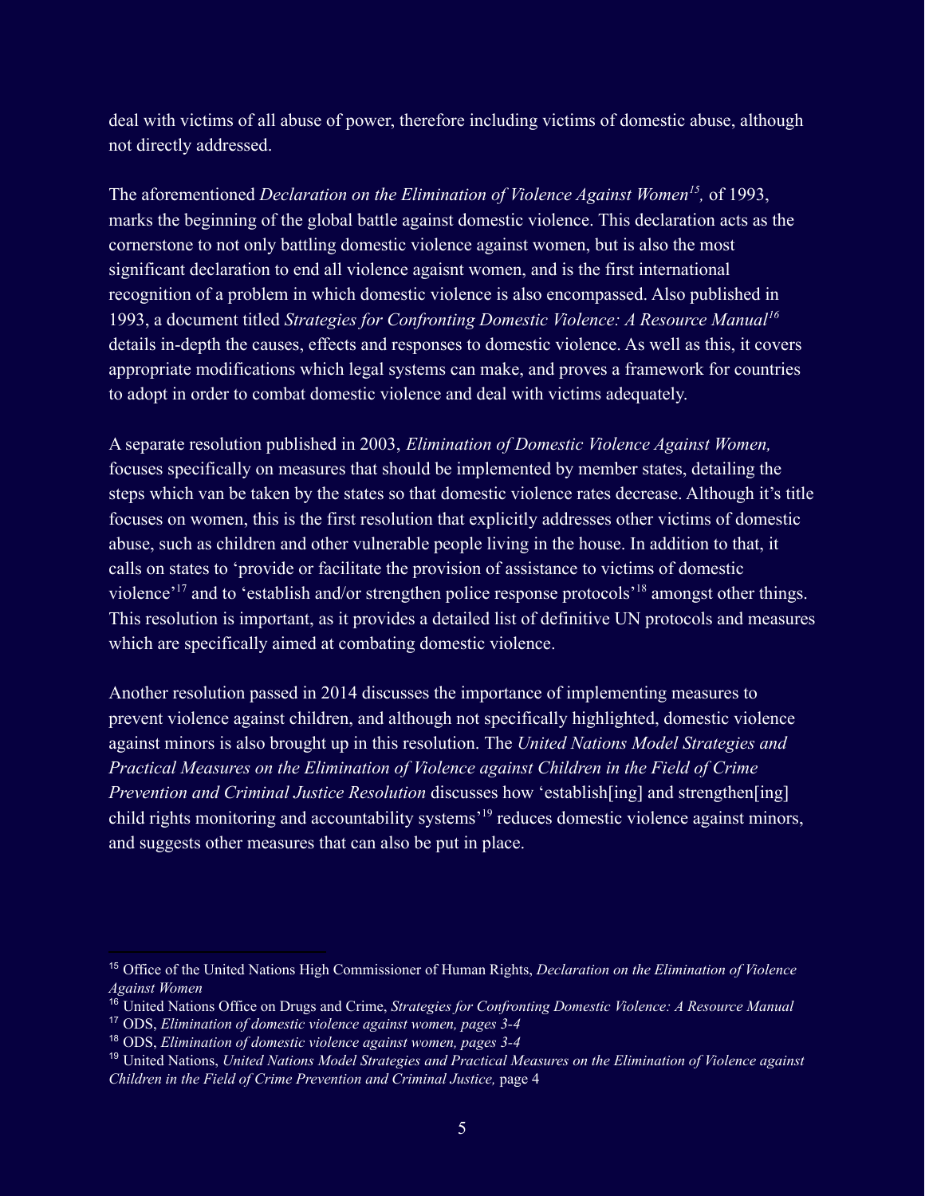deal with victims of all abuse of power, therefore including victims of domestic abuse, although not directly addressed.

The aforementioned *Declaration on the Elimination of Violence Against Women*[15], of 1993, marks the beginning of the global battle against domestic violence. This declaration acts as the cornerstone to not only battling domestic violence against women, but is also the most significant declaration to end all violence agaisnt women, and is the first international recognition of a problem in which domestic violence is also encompassed. Also published in 1993, a document titled *Strategies for Confronting Domestic Violence: A Resource Manual*[16] details in-depth the causes, effects and responses to domestic violence. As well as this, it covers appropriate modifications which legal systems can make, and proves a framework for countries to adopt in order to combat domestic violence and deal with victims adequately.

A separate resolution published in 2003, *Elimination of Domestic Violence Against Women,* focuses specifically on measures that should be implemented by member states, detailing the steps which van be taken by the states so that domestic violence rates decrease. Although it's title focuses on women, this is the first resolution that explicitly addresses other victims of domestic abuse, such as children and other vulnerable people living in the house. In addition to that, it calls on states to 'provide or facilitate the provision of assistance to victims of domestic violence'[17] and to 'establish and/or strengthen police response protocols'[18] amongst other things. This resolution is important, as it provides a detailed list of definitive UN protocols and measures which are specifically aimed at combating domestic violence.

Another resolution passed in 2014 discusses the importance of implementing measures to prevent violence against children, and although not specifically highlighted, domestic violence against minors is also brought up in this resolution. The *United Nations Model Strategies and Practical Measures on the Elimination of Violence against Children in the Field of Crime Prevention and Criminal Justice Resolution* discusses how 'establish[ing] and strengthen[ing] child rights monitoring and accountability systems'[19] reduces domestic violence against minors, and suggests other measures that can also be put in place.

---

[15] Office of the United Nations High Commissioner of Human Rights, *Declaration on the Elimination of Violence Against Women*

[16] United Nations Office on Drugs and Crime, *Strategies for Confronting Domestic Violence: A Resource Manual*

[17] ODS, *Elimination of domestic violence against women, pages 3-4*

[18] ODS, *Elimination of domestic violence against women, pages 3-4*

[19] United Nations, *United Nations Model Strategies and Practical Measures on the Elimination of Violence against Children in the Field of Crime Prevention and Criminal Justice,* page 4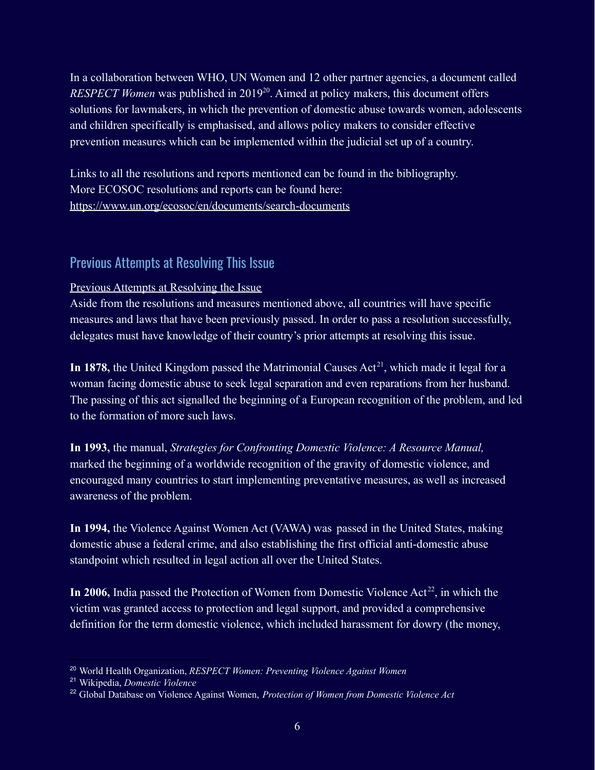In a collaboration between WHO, UN Women and 12 other partner agencies, a document called *RESPECT Women* was published in 2019[20]. Aimed at policy makers, this document offers solutions for lawmakers, in which the prevention of domestic abuse towards women, adolescents and children specifically is emphasised, and allows policy makers to consider effective prevention measures which can be implemented within the judicial set up of a country.

Links to all the resolutions and reports mentioned can be found in the bibliography.
More ECOSOC resolutions and reports can be found here:
https://www.un.org/ecosoc/en/documents/search-documents

## Previous Attempts at Resolving This Issue

Previous Attempts at Resolving the Issue

Aside from the resolutions and measures mentioned above, all countries will have specific measures and laws that have been previously passed. In order to pass a resolution successfully, delegates must have knowledge of their country's prior attempts at resolving this issue.

**In 1878,** the United Kingdom passed the Matrimonial Causes Act[21], which made it legal for a woman facing domestic abuse to seek legal separation and even reparations from her husband. The passing of this act signalled the beginning of a European recognition of the problem, and led to the formation of more such laws.

**In 1993,** the manual, *Strategies for Confronting Domestic Violence: A Resource Manual,* marked the beginning of a worldwide recognition of the gravity of domestic violence, and encouraged many countries to start implementing preventative measures, as well as increased awareness of the problem.

**In 1994,** the Violence Against Women Act (VAWA) was passed in the United States, making domestic abuse a federal crime, and also establishing the first official anti-domestic abuse standpoint which resulted in legal action all over the United States.

**In 2006,** India passed the Protection of Women from Domestic Violence Act[22], in which the victim was granted access to protection and legal support, and provided a comprehensive definition for the term domestic violence, which included harassment for dowry (the money,

---

[20] World Health Organization, *RESPECT Women: Preventing Violence Against Women*

[21] Wikipedia, *Domestic Violence*

[22] Global Database on Violence Against Women, *Protection of Women from Domestic Violence Act*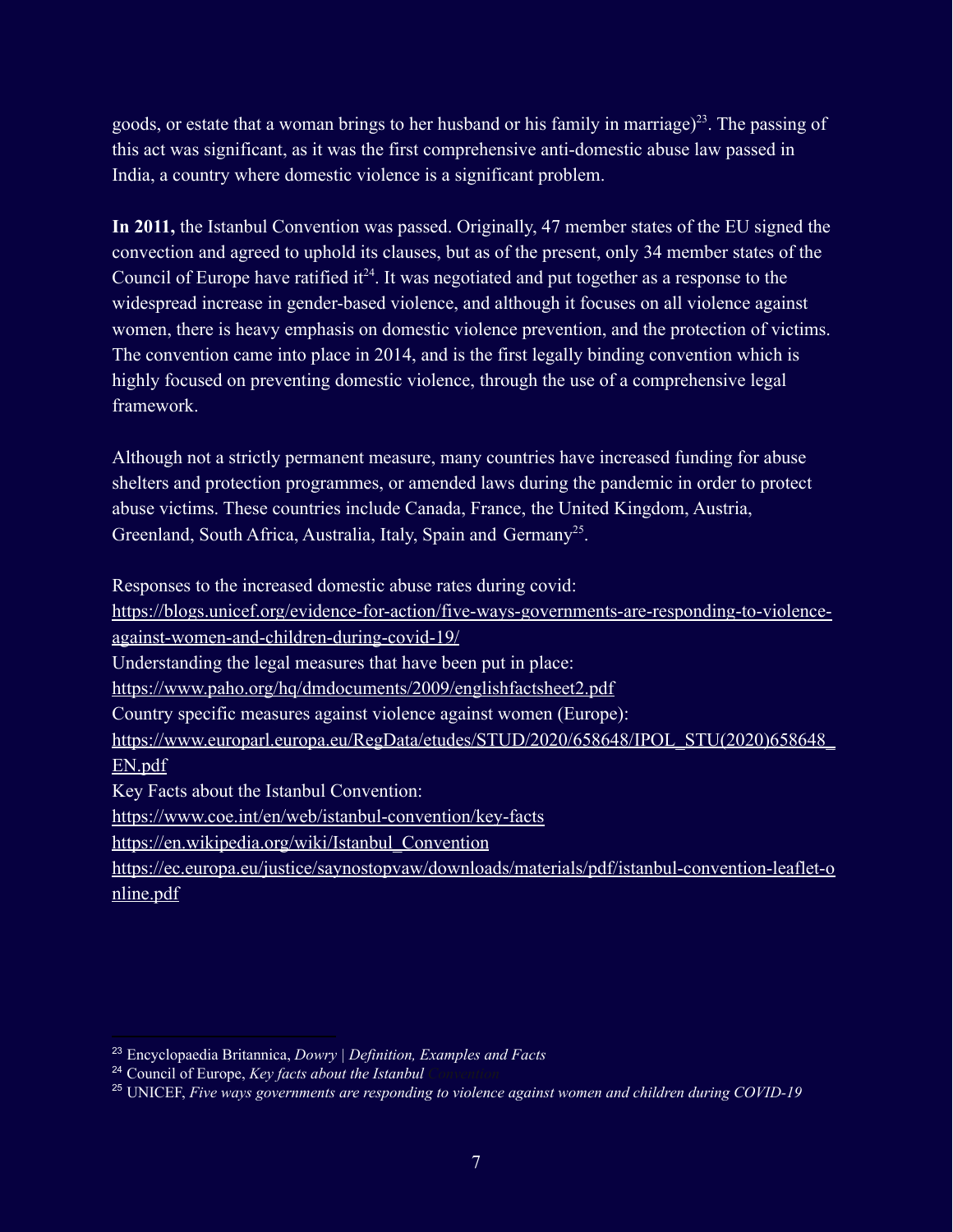goods, or estate that a woman brings to her husband or his family in marriage)[23]. The passing of this act was significant, as it was the first comprehensive anti-domestic abuse law passed in India, a country where domestic violence is a significant problem.

**In 2011,** the Istanbul Convention was passed. Originally, 47 member states of the EU signed the convection and agreed to uphold its clauses, but as of the present, only 34 member states of the Council of Europe have ratified it[24]. It was negotiated and put together as a response to the widespread increase in gender-based violence, and although it focuses on all violence against women, there is heavy emphasis on domestic violence prevention, and the protection of victims. The convention came into place in 2014, and is the first legally binding convention which is highly focused on preventing domestic violence, through the use of a comprehensive legal framework.

Although not a strictly permanent measure, many countries have increased funding for abuse shelters and protection programmes, or amended laws during the pandemic in order to protect abuse victims. These countries include Canada, France, the United Kingdom, Austria, Greenland, South Africa, Australia, Italy, Spain and Germany[25].

Responses to the increased domestic abuse rates during covid:
https://blogs.unicef.org/evidence-for-action/five-ways-governments-are-responding-to-violence-against-women-and-children-during-covid-19/
Understanding the legal measures that have been put in place:
https://www.paho.org/hq/dmdocuments/2009/englishfactsheet2.pdf
Country specific measures against violence against women (Europe):
https://www.europarl.europa.eu/RegData/etudes/STUD/2020/658648/IPOL_STU(2020)658648_EN.pdf
Key Facts about the Istanbul Convention:
https://www.coe.int/en/web/istanbul-convention/key-facts
https://en.wikipedia.org/wiki/Istanbul_Convention
https://ec.europa.eu/justice/saynostopvaw/downloads/materials/pdf/istanbul-convention-leaflet-online.pdf

[23] Encyclopaedia Britannica, *Dowry | Definition, Examples and Facts*
[24] Council of Europe, *Key facts about the Istanbul Convention*
[25] UNICEF, *Five ways governments are responding to violence against women and children during COVID-19*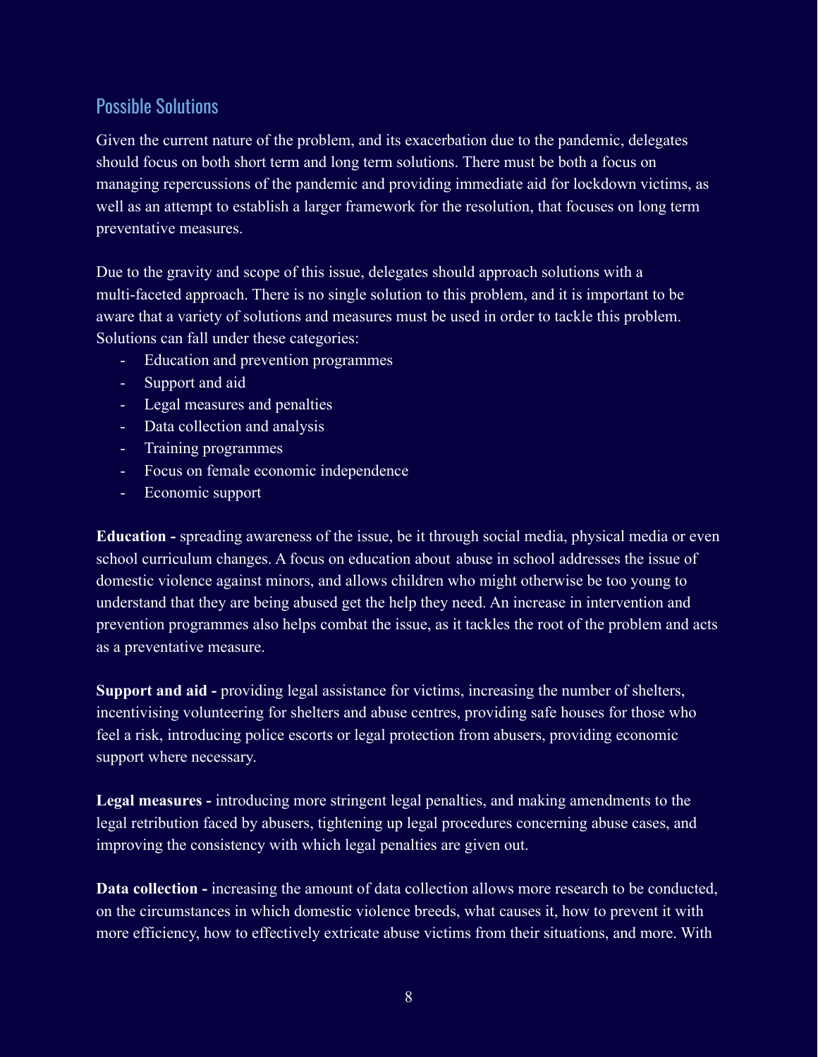## Possible Solutions

Given the current nature of the problem, and its exacerbation due to the pandemic, delegates should focus on both short term and long term solutions. There must be both a focus on managing repercussions of the pandemic and providing immediate aid for lockdown victims, as well as an attempt to establish a larger framework for the resolution, that focuses on long term preventative measures.

Due to the gravity and scope of this issue, delegates should approach solutions with a multi-faceted approach. There is no single solution to this problem, and it is important to be aware that a variety of solutions and measures must be used in order to tackle this problem. Solutions can fall under these categories:

- Education and prevention programmes
- Support and aid
- Legal measures and penalties
- Data collection and analysis
- Training programmes
- Focus on female economic independence
- Economic support

**Education -** spreading awareness of the issue, be it through social media, physical media or even school curriculum changes. A focus on education about abuse in school addresses the issue of domestic violence against minors, and allows children who might otherwise be too young to understand that they are being abused get the help they need. An increase in intervention and prevention programmes also helps combat the issue, as it tackles the root of the problem and acts as a preventative measure.

**Support and aid -** providing legal assistance for victims, increasing the number of shelters, incentivising volunteering for shelters and abuse centres, providing safe houses for those who feel a risk, introducing police escorts or legal protection from abusers, providing economic support where necessary.

**Legal measures -** introducing more stringent legal penalties, and making amendments to the legal retribution faced by abusers, tightening up legal procedures concerning abuse cases, and improving the consistency with which legal penalties are given out.

**Data collection -** increasing the amount of data collection allows more research to be conducted, on the circumstances in which domestic violence breeds, what causes it, how to prevent it with more efficiency, how to effectively extricate abuse victims from their situations, and more. With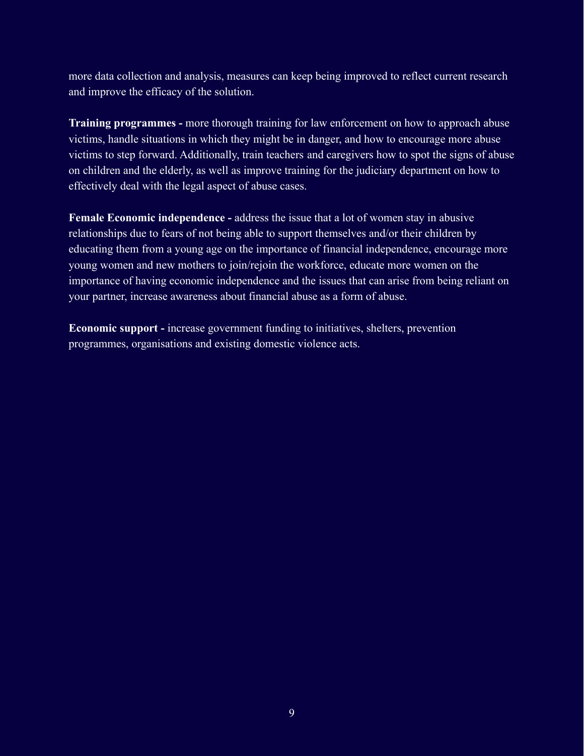more data collection and analysis, measures can keep being improved to reflect current research and improve the efficacy of the solution.

**Training programmes -** more thorough training for law enforcement on how to approach abuse victims, handle situations in which they might be in danger, and how to encourage more abuse victims to step forward. Additionally, train teachers and caregivers how to spot the signs of abuse on children and the elderly, as well as improve training for the judiciary department on how to effectively deal with the legal aspect of abuse cases.

**Female Economic independence -** address the issue that a lot of women stay in abusive relationships due to fears of not being able to support themselves and/or their children by educating them from a young age on the importance of financial independence, encourage more young women and new mothers to join/rejoin the workforce, educate more women on the importance of having economic independence and the issues that can arise from being reliant on your partner, increase awareness about financial abuse as a form of abuse.

**Economic support -** increase government funding to initiatives, shelters, prevention programmes, organisations and existing domestic violence acts.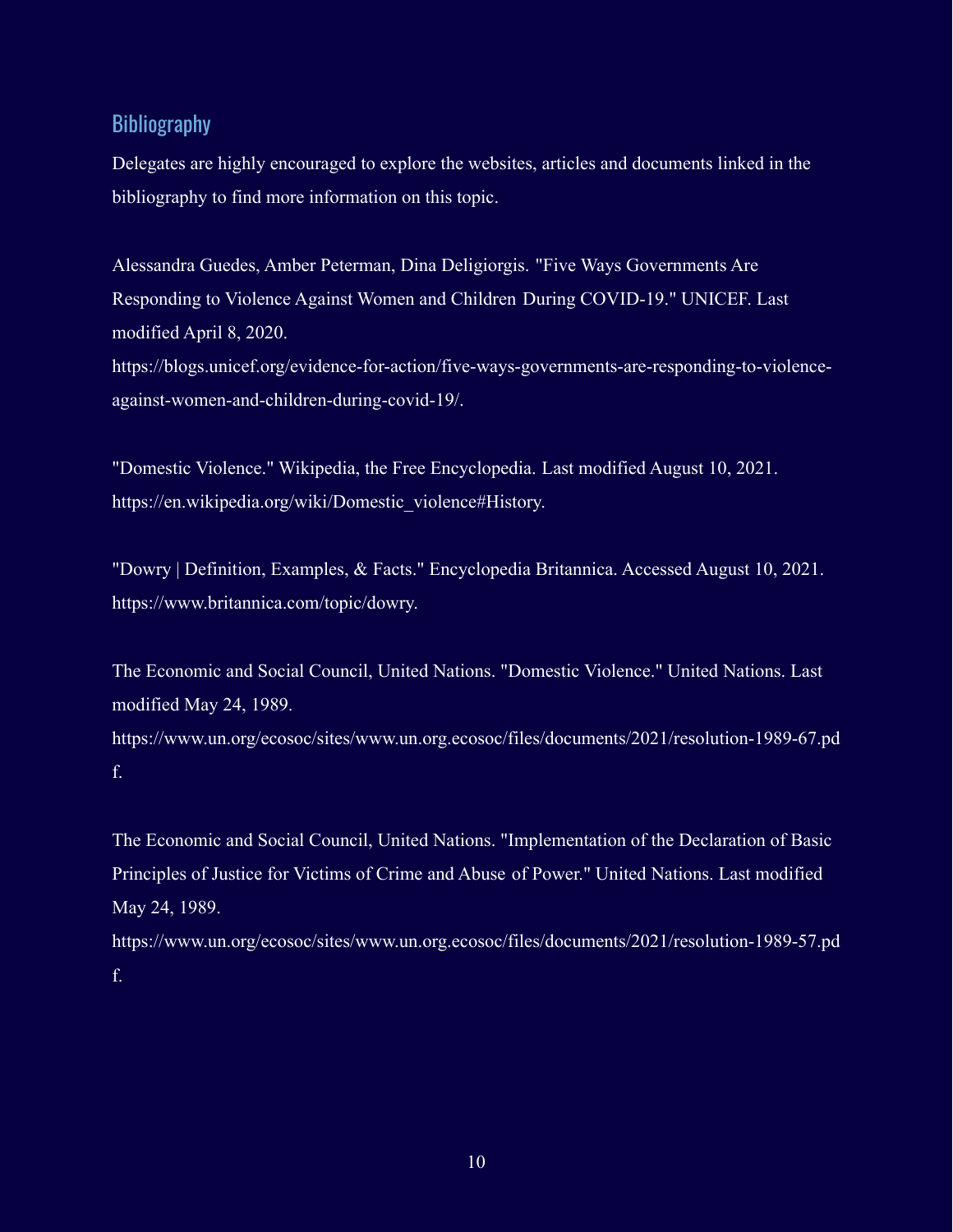## Bibliography

Delegates are highly encouraged to explore the websites, articles and documents linked in the bibliography to find more information on this topic.

Alessandra Guedes, Amber Peterman, Dina Deligiorgis. "Five Ways Governments Are Responding to Violence Against Women and Children During COVID-19." UNICEF. Last modified April 8, 2020. https://blogs.unicef.org/evidence-for-action/five-ways-governments-are-responding-to-violence-against-women-and-children-during-covid-19/.

"Domestic Violence." Wikipedia, the Free Encyclopedia. Last modified August 10, 2021. https://en.wikipedia.org/wiki/Domestic_violence#History.

"Dowry | Definition, Examples, & Facts." Encyclopedia Britannica. Accessed August 10, 2021. https://www.britannica.com/topic/dowry.

The Economic and Social Council, United Nations. "Domestic Violence." United Nations. Last modified May 24, 1989. https://www.un.org/ecosoc/sites/www.un.org.ecosoc/files/documents/2021/resolution-1989-67.pdf.

The Economic and Social Council, United Nations. "Implementation of the Declaration of Basic Principles of Justice for Victims of Crime and Abuse of Power." United Nations. Last modified May 24, 1989. https://www.un.org/ecosoc/sites/www.un.org.ecosoc/files/documents/2021/resolution-1989-57.pdf.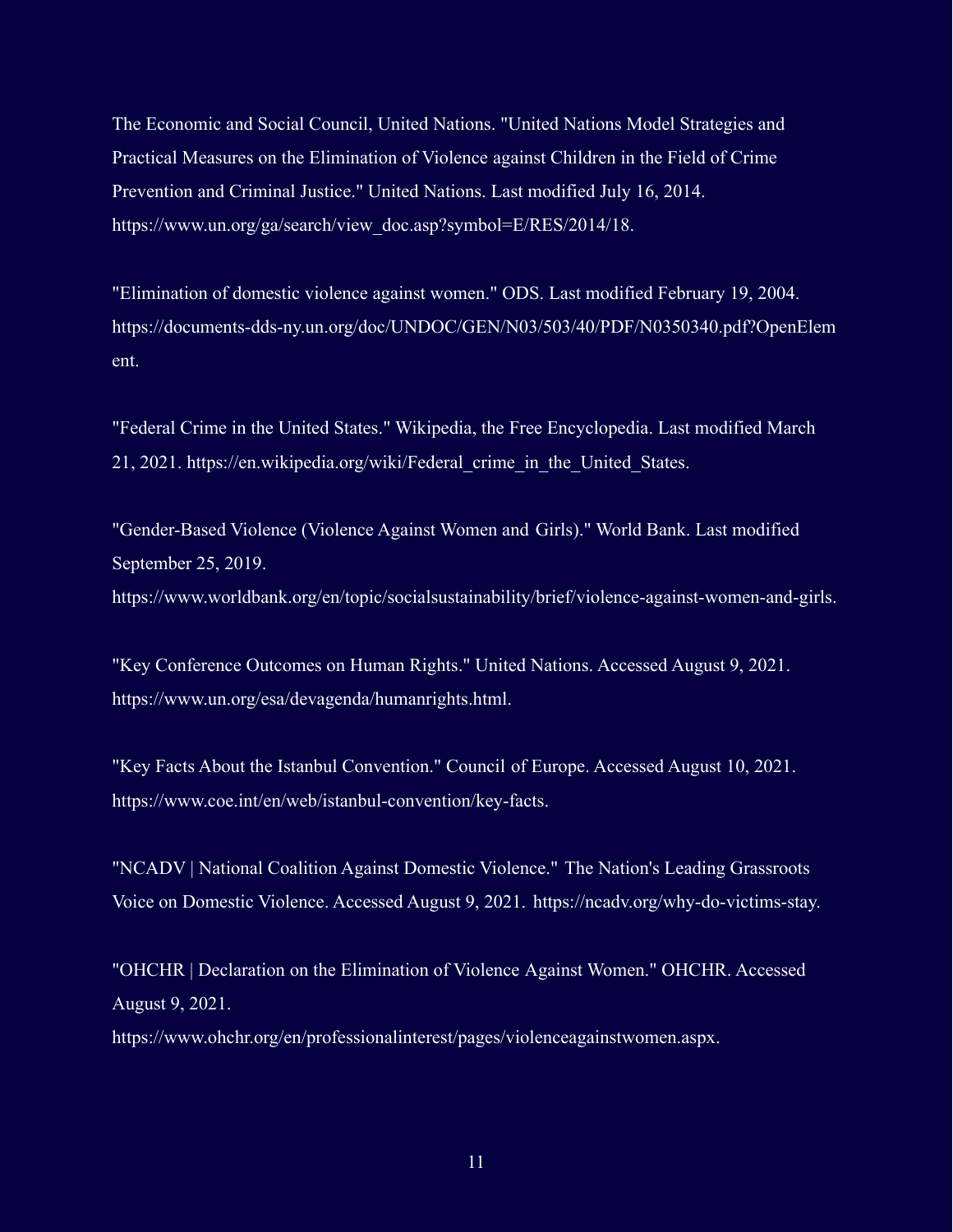The Economic and Social Council, United Nations. "United Nations Model Strategies and Practical Measures on the Elimination of Violence against Children in the Field of Crime Prevention and Criminal Justice." United Nations. Last modified July 16, 2014. https://www.un.org/ga/search/view_doc.asp?symbol=E/RES/2014/18.

"Elimination of domestic violence against women." ODS. Last modified February 19, 2004. https://documents-dds-ny.un.org/doc/UNDOC/GEN/N03/503/40/PDF/N0350340.pdf?OpenElement.

"Federal Crime in the United States." Wikipedia, the Free Encyclopedia. Last modified March 21, 2021. https://en.wikipedia.org/wiki/Federal_crime_in_the_United_States.

"Gender-Based Violence (Violence Against Women and Girls)." World Bank. Last modified September 25, 2019. https://www.worldbank.org/en/topic/socialsustainability/brief/violence-against-women-and-girls.

"Key Conference Outcomes on Human Rights." United Nations. Accessed August 9, 2021. https://www.un.org/esa/devagenda/humanrights.html.

"Key Facts About the Istanbul Convention." Council of Europe. Accessed August 10, 2021. https://www.coe.int/en/web/istanbul-convention/key-facts.

"NCADV | National Coalition Against Domestic Violence." The Nation's Leading Grassroots Voice on Domestic Violence. Accessed August 9, 2021. https://ncadv.org/why-do-victims-stay.

"OHCHR | Declaration on the Elimination of Violence Against Women." OHCHR. Accessed August 9, 2021. https://www.ohchr.org/en/professionalinterest/pages/violenceagainstwomen.aspx.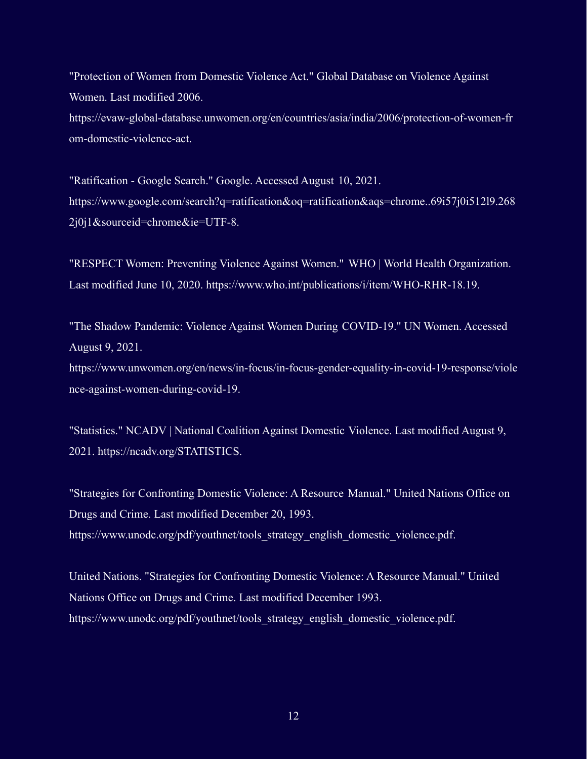"Protection of Women from Domestic Violence Act." Global Database on Violence Against Women. Last modified 2006. https://evaw-global-database.unwomen.org/en/countries/asia/india/2006/protection-of-women-from-domestic-violence-act.

"Ratification - Google Search." Google. Accessed August 10, 2021. https://www.google.com/search?q=ratification&oq=ratification&aqs=chrome..69i57j0i512l9.2682j0j1&sourceid=chrome&ie=UTF-8.

"RESPECT Women: Preventing Violence Against Women." WHO | World Health Organization. Last modified June 10, 2020. https://www.who.int/publications/i/item/WHO-RHR-18.19.

"The Shadow Pandemic: Violence Against Women During COVID-19." UN Women. Accessed August 9, 2021. https://www.unwomen.org/en/news/in-focus/in-focus-gender-equality-in-covid-19-response/violence-against-women-during-covid-19.

"Statistics." NCADV | National Coalition Against Domestic Violence. Last modified August 9, 2021. https://ncadv.org/STATISTICS.

"Strategies for Confronting Domestic Violence: A Resource Manual." United Nations Office on Drugs and Crime. Last modified December 20, 1993. https://www.unodc.org/pdf/youthnet/tools_strategy_english_domestic_violence.pdf.

United Nations. "Strategies for Confronting Domestic Violence: A Resource Manual." United Nations Office on Drugs and Crime. Last modified December 1993. https://www.unodc.org/pdf/youthnet/tools_strategy_english_domestic_violence.pdf.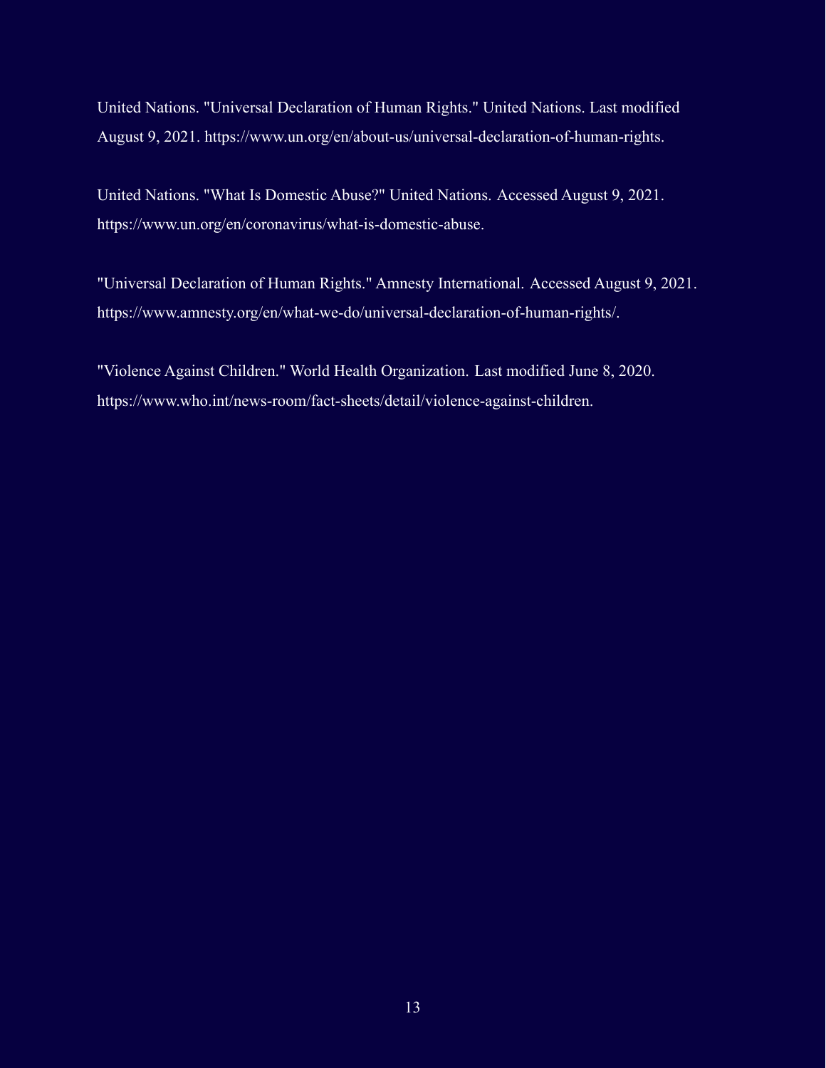United Nations. "Universal Declaration of Human Rights." United Nations. Last modified August 9, 2021. https://www.un.org/en/about-us/universal-declaration-of-human-rights.

United Nations. "What Is Domestic Abuse?" United Nations. Accessed August 9, 2021. https://www.un.org/en/coronavirus/what-is-domestic-abuse.

"Universal Declaration of Human Rights." Amnesty International. Accessed August 9, 2021. https://www.amnesty.org/en/what-we-do/universal-declaration-of-human-rights/.

"Violence Against Children." World Health Organization. Last modified June 8, 2020. https://www.who.int/news-room/fact-sheets/detail/violence-against-children.